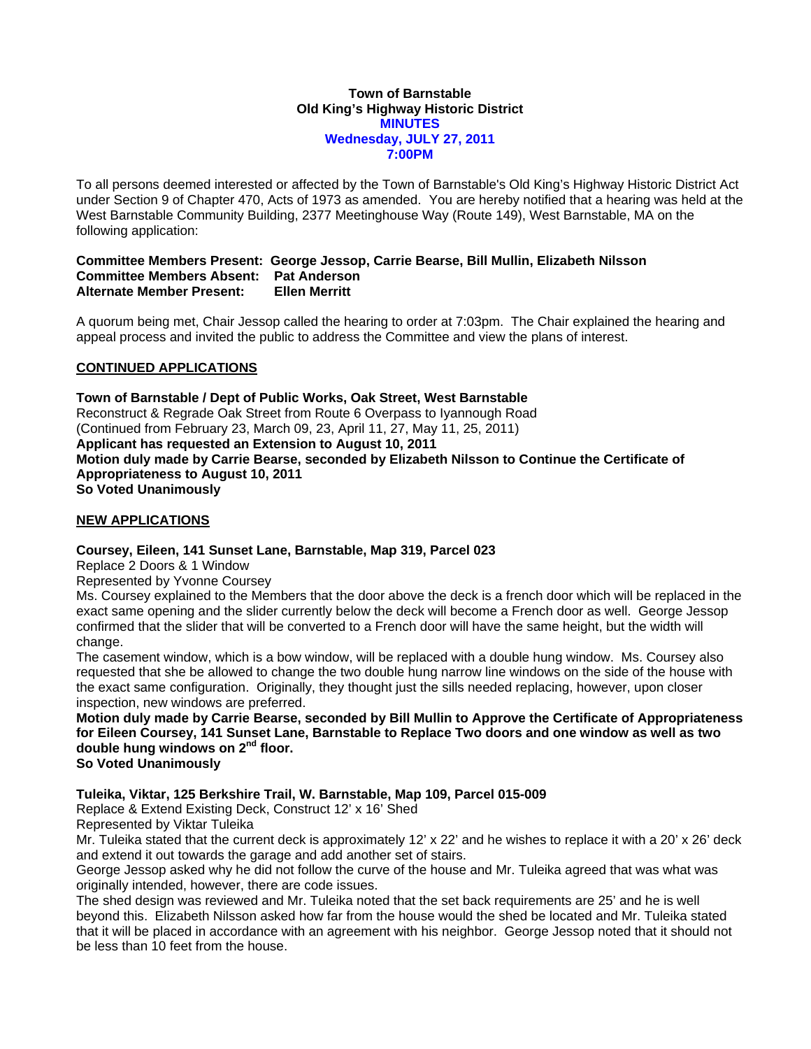**Town of Barnstable**
**Old King's Highway Historic District**
**MINUTES**
**Wednesday, JULY 27, 2011**
**7:00PM**

To all persons deemed interested or affected by the Town of Barnstable's Old King's Highway Historic District Act under Section 9 of Chapter 470, Acts of 1973 as amended. You are hereby notified that a hearing was held at the West Barnstable Community Building, 2377 Meetinghouse Way (Route 149), West Barnstable, MA on the following application:

**Committee Members Present: George Jessop, Carrie Bearse, Bill Mullin, Elizabeth Nilsson**
**Committee Members Absent: Pat Anderson**
**Alternate Member Present: Ellen Merritt**

A quorum being met, Chair Jessop called the hearing to order at 7:03pm. The Chair explained the hearing and appeal process and invited the public to address the Committee and view the plans of interest.

## CONTINUED APPLICATIONS

**Town of Barnstable / Dept of Public Works, Oak Street, West Barnstable**
Reconstruct & Regrade Oak Street from Route 6 Overpass to Iyannough Road
(Continued from February 23, March 09, 23, April 11, 27, May 11, 25, 2011)
**Applicant has requested an Extension to August 10, 2011**
**Motion duly made by Carrie Bearse, seconded by Elizabeth Nilsson to Continue the Certificate of Appropriateness to August 10, 2011**
**So Voted Unanimously**

## NEW APPLICATIONS

**Coursey, Eileen, 141 Sunset Lane, Barnstable, Map 319, Parcel 023**
Replace 2 Doors & 1 Window
Represented by Yvonne Coursey
Ms. Coursey explained to the Members that the door above the deck is a french door which will be replaced in the exact same opening and the slider currently below the deck will become a French door as well. George Jessop confirmed that the slider that will be converted to a French door will have the same height, but the width will change.
The casement window, which is a bow window, will be replaced with a double hung window. Ms. Coursey also requested that she be allowed to change the two double hung narrow line windows on the side of the house with the exact same configuration. Originally, they thought just the sills needed replacing, however, upon closer inspection, new windows are preferred.
**Motion duly made by Carrie Bearse, seconded by Bill Mullin to Approve the Certificate of Appropriateness for Eileen Coursey, 141 Sunset Lane, Barnstable to Replace Two doors and one window as well as two double hung windows on 2nd floor.**
**So Voted Unanimously**

**Tuleika, Viktar, 125 Berkshire Trail, W. Barnstable, Map 109, Parcel 015-009**
Replace & Extend Existing Deck, Construct 12' x 16' Shed
Represented by Viktar Tuleika
Mr. Tuleika stated that the current deck is approximately 12' x 22' and he wishes to replace it with a 20' x 26' deck and extend it out towards the garage and add another set of stairs.
George Jessop asked why he did not follow the curve of the house and Mr. Tuleika agreed that was what was originally intended, however, there are code issues.
The shed design was reviewed and Mr. Tuleika noted that the set back requirements are 25' and he is well beyond this. Elizabeth Nilsson asked how far from the house would the shed be located and Mr. Tuleika stated that it will be placed in accordance with an agreement with his neighbor. George Jessop noted that it should not be less than 10 feet from the house.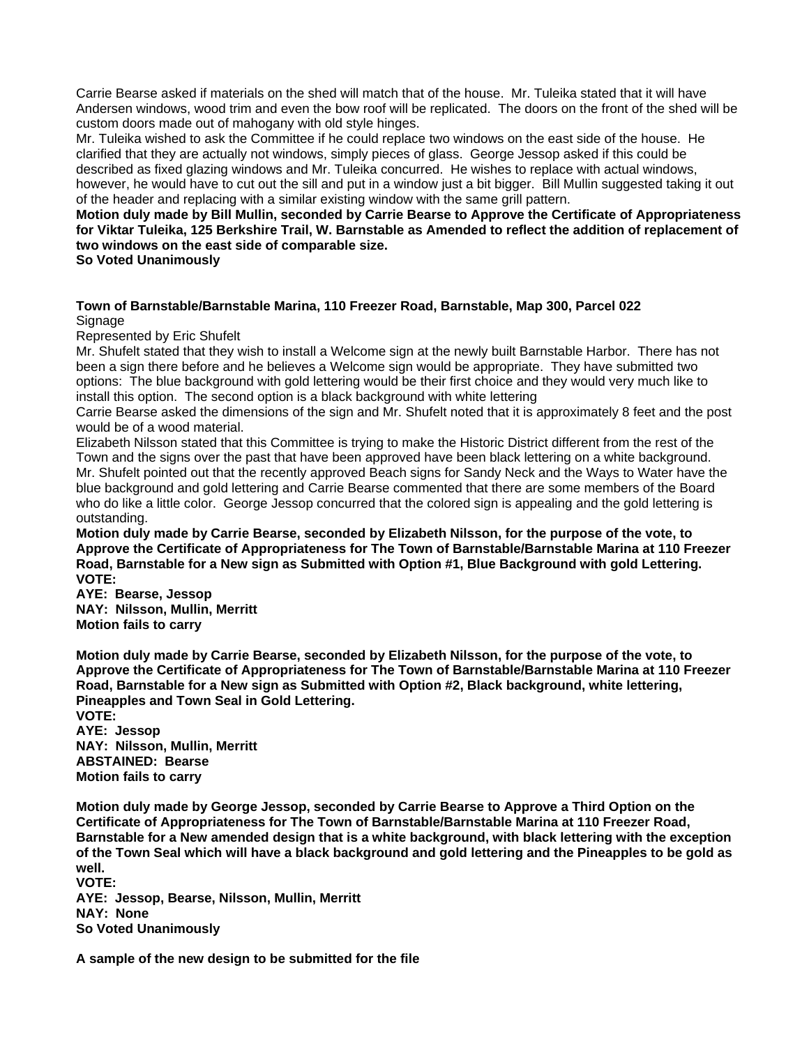Carrie Bearse asked if materials on the shed will match that of the house. Mr. Tuleika stated that it will have Andersen windows, wood trim and even the bow roof will be replicated. The doors on the front of the shed will be custom doors made out of mahogany with old style hinges.

Mr. Tuleika wished to ask the Committee if he could replace two windows on the east side of the house. He clarified that they are actually not windows, simply pieces of glass. George Jessop asked if this could be described as fixed glazing windows and Mr. Tuleika concurred. He wishes to replace with actual windows, however, he would have to cut out the sill and put in a window just a bit bigger. Bill Mullin suggested taking it out of the header and replacing with a similar existing window with the same grill pattern.

**Motion duly made by Bill Mullin, seconded by Carrie Bearse to Approve the Certificate of Appropriateness for Viktar Tuleika, 125 Berkshire Trail, W. Barnstable as Amended to reflect the addition of replacement of two windows on the east side of comparable size.**

**So Voted Unanimously**

**Town of Barnstable/Barnstable Marina, 110 Freezer Road, Barnstable, Map 300, Parcel 022**

Signage

Represented by Eric Shufelt

Mr. Shufelt stated that they wish to install a Welcome sign at the newly built Barnstable Harbor. There has not been a sign there before and he believes a Welcome sign would be appropriate. They have submitted two options: The blue background with gold lettering would be their first choice and they would very much like to install this option. The second option is a black background with white lettering

Carrie Bearse asked the dimensions of the sign and Mr. Shufelt noted that it is approximately 8 feet and the post would be of a wood material.

Elizabeth Nilsson stated that this Committee is trying to make the Historic District different from the rest of the Town and the signs over the past that have been approved have been black lettering on a white background. Mr. Shufelt pointed out that the recently approved Beach signs for Sandy Neck and the Ways to Water have the blue background and gold lettering and Carrie Bearse commented that there are some members of the Board who do like a little color. George Jessop concurred that the colored sign is appealing and the gold lettering is outstanding.

**Motion duly made by Carrie Bearse, seconded by Elizabeth Nilsson, for the purpose of the vote, to Approve the Certificate of Appropriateness for The Town of Barnstable/Barnstable Marina at 110 Freezer Road, Barnstable for a New sign as Submitted with Option #1, Blue Background with gold Lettering.**

**VOTE:**

**AYE: Bearse, Jessop**

**NAY: Nilsson, Mullin, Merritt**

**Motion fails to carry**

**Motion duly made by Carrie Bearse, seconded by Elizabeth Nilsson, for the purpose of the vote, to Approve the Certificate of Appropriateness for The Town of Barnstable/Barnstable Marina at 110 Freezer Road, Barnstable for a New sign as Submitted with Option #2, Black background, white lettering, Pineapples and Town Seal in Gold Lettering.**

**VOTE:**

**AYE: Jessop**

**NAY: Nilsson, Mullin, Merritt**

**ABSTAINED: Bearse**

**Motion fails to carry**

**Motion duly made by George Jessop, seconded by Carrie Bearse to Approve a Third Option on the Certificate of Appropriateness for The Town of Barnstable/Barnstable Marina at 110 Freezer Road, Barnstable for a New amended design that is a white background, with black lettering with the exception of the Town Seal which will have a black background and gold lettering and the Pineapples to be gold as well.**

**VOTE:**

**AYE: Jessop, Bearse, Nilsson, Mullin, Merritt**

**NAY: None**

**So Voted Unanimously**

**A sample of the new design to be submitted for the file**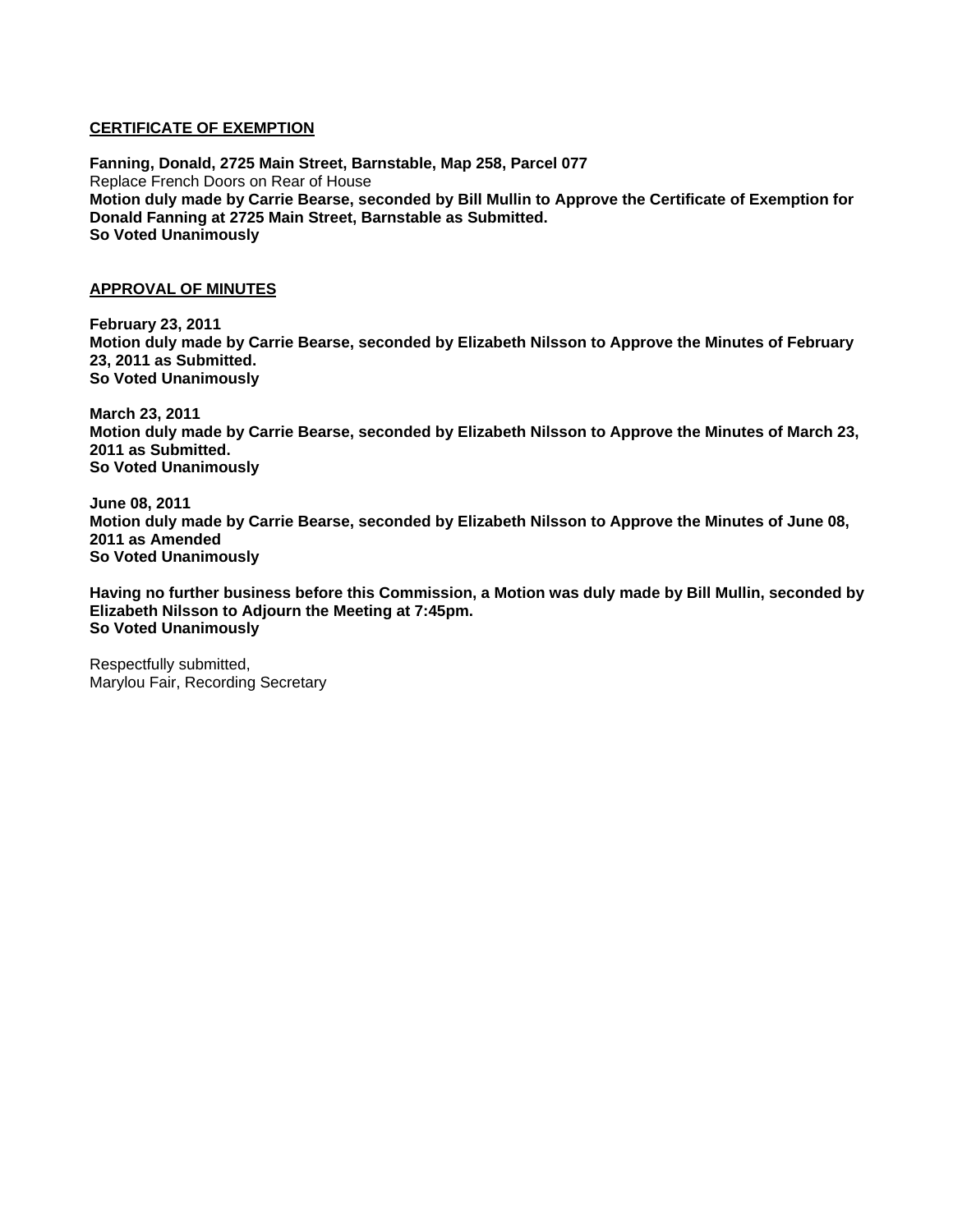**CERTIFICATE OF EXEMPTION**

**Fanning, Donald, 2725 Main Street, Barnstable, Map 258, Parcel 077**
Replace French Doors on Rear of House
**Motion duly made by Carrie Bearse, seconded by Bill Mullin to Approve the Certificate of Exemption for Donald Fanning at 2725 Main Street, Barnstable as Submitted.**
**So Voted Unanimously**

**APPROVAL OF MINUTES**

**February 23, 2011**
**Motion duly made by Carrie Bearse, seconded by Elizabeth Nilsson to Approve the Minutes of February 23, 2011 as Submitted.**
**So Voted Unanimously**

**March 23, 2011**
**Motion duly made by Carrie Bearse, seconded by Elizabeth Nilsson to Approve the Minutes of March 23, 2011 as Submitted.**
**So Voted Unanimously**

**June 08, 2011**
**Motion duly made by Carrie Bearse, seconded by Elizabeth Nilsson to Approve the Minutes of June 08, 2011 as Amended**
**So Voted Unanimously**

**Having no further business before this Commission, a Motion was duly made by Bill Mullin, seconded by Elizabeth Nilsson to Adjourn the Meeting at 7:45pm.**
**So Voted Unanimously**

Respectfully submitted,
Marylou Fair, Recording Secretary